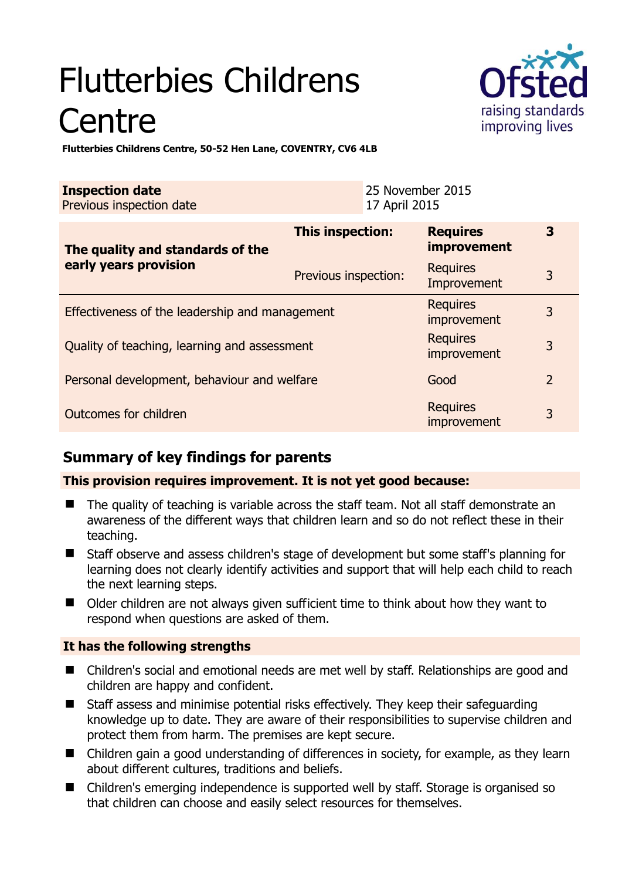# Flutterbies Childrens Centre

**Flutterbies Childrens Centre, 50-52 Hen Lane, COVENTRY, CV6 4LB**

| **Inspection date** | 25 November 2015 |
|---|---|
| Previous inspection date | 17 April 2015 |

| **The quality and standards of the early years provision** | **This inspection:** | **Requires improvement** | **3** |
|---|---|---|---|
| | Previous inspection: | Requires Improvement | 3 |
| Effectiveness of the leadership and management | | Requires improvement | 3 |
| Quality of teaching, learning and assessment | | Requires improvement | 3 |
| Personal development, behaviour and welfare | | Good | 2 |
| Outcomes for children | | Requires improvement | 3 |

## Summary of key findings for parents

**This provision requires improvement. It is not yet good because:**

- The quality of teaching is variable across the staff team. Not all staff demonstrate an awareness of the different ways that children learn and so do not reflect these in their teaching.
- Staff observe and assess children's stage of development but some staff's planning for learning does not clearly identify activities and support that will help each child to reach the next learning steps.
- Older children are not always given sufficient time to think about how they want to respond when questions are asked of them.

**It has the following strengths**

- Children's social and emotional needs are met well by staff. Relationships are good and children are happy and confident.
- Staff assess and minimise potential risks effectively. They keep their safeguarding knowledge up to date. They are aware of their responsibilities to supervise children and protect them from harm. The premises are kept secure.
- Children gain a good understanding of differences in society, for example, as they learn about different cultures, traditions and beliefs.
- Children's emerging independence is supported well by staff. Storage is organised so that children can choose and easily select resources for themselves.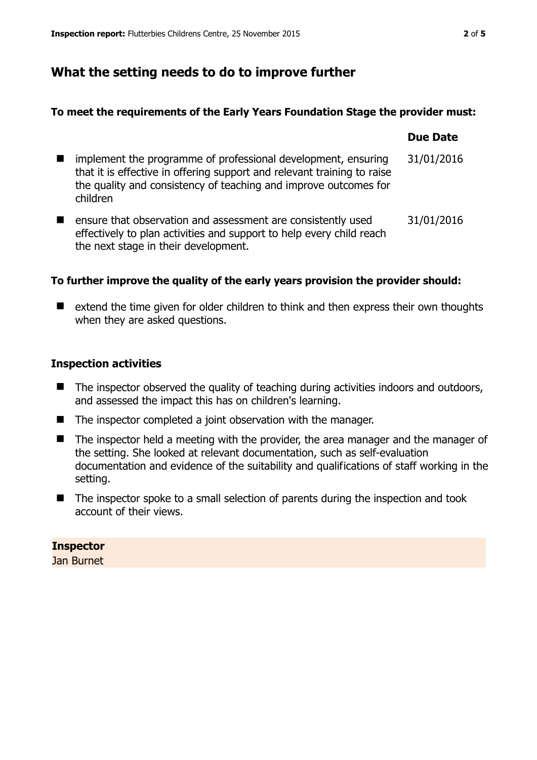## What the setting needs to do to improve further

**To meet the requirements of the Early Years Foundation Stage the provider must:**

| | Due Date |
|---|---|
| implement the programme of professional development, ensuring that it is effective in offering support and relevant training to raise the quality and consistency of teaching and improve outcomes for children | 31/01/2016 |
| ensure that observation and assessment are consistently used effectively to plan activities and support to help every child reach the next stage in their development. | 31/01/2016 |

**To further improve the quality of the early years provision the provider should:**

- extend the time given for older children to think and then express their own thoughts when they are asked questions.

### Inspection activities

- The inspector observed the quality of teaching during activities indoors and outdoors, and assessed the impact this has on children's learning.
- The inspector completed a joint observation with the manager.
- The inspector held a meeting with the provider, the area manager and the manager of the setting. She looked at relevant documentation, such as self-evaluation documentation and evidence of the suitability and qualifications of staff working in the setting.
- The inspector spoke to a small selection of parents during the inspection and took account of their views.

**Inspector**
Jan Burnet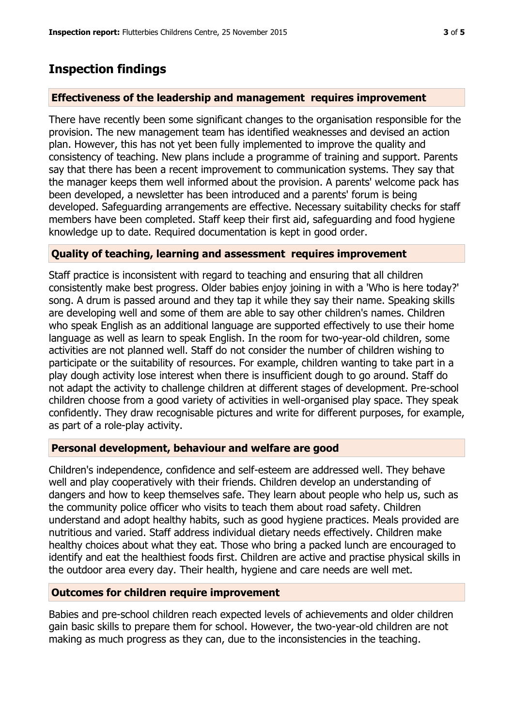## Inspection findings

### Effectiveness of the leadership and management requires improvement

There have recently been some significant changes to the organisation responsible for the provision. The new management team has identified weaknesses and devised an action plan. However, this has not yet been fully implemented to improve the quality and consistency of teaching. New plans include a programme of training and support. Parents say that there has been a recent improvement to communication systems. They say that the manager keeps them well informed about the provision. A parents' welcome pack has been developed, a newsletter has been introduced and a parents' forum is being developed. Safeguarding arrangements are effective. Necessary suitability checks for staff members have been completed. Staff keep their first aid, safeguarding and food hygiene knowledge up to date. Required documentation is kept in good order.

### Quality of teaching, learning and assessment requires improvement

Staff practice is inconsistent with regard to teaching and ensuring that all children consistently make best progress. Older babies enjoy joining in with a 'Who is here today?' song. A drum is passed around and they tap it while they say their name. Speaking skills are developing well and some of them are able to say other children's names. Children who speak English as an additional language are supported effectively to use their home language as well as learn to speak English. In the room for two-year-old children, some activities are not planned well. Staff do not consider the number of children wishing to participate or the suitability of resources. For example, children wanting to take part in a play dough activity lose interest when there is insufficient dough to go around. Staff do not adapt the activity to challenge children at different stages of development. Pre-school children choose from a good variety of activities in well-organised play space. They speak confidently. They draw recognisable pictures and write for different purposes, for example, as part of a role-play activity.

### Personal development, behaviour and welfare are good

Children's independence, confidence and self-esteem are addressed well. They behave well and play cooperatively with their friends. Children develop an understanding of dangers and how to keep themselves safe. They learn about people who help us, such as the community police officer who visits to teach them about road safety. Children understand and adopt healthy habits, such as good hygiene practices. Meals provided are nutritious and varied. Staff address individual dietary needs effectively. Children make healthy choices about what they eat. Those who bring a packed lunch are encouraged to identify and eat the healthiest foods first. Children are active and practise physical skills in the outdoor area every day. Their health, hygiene and care needs are well met.

### Outcomes for children require improvement

Babies and pre-school children reach expected levels of achievements and older children gain basic skills to prepare them for school. However, the two-year-old children are not making as much progress as they can, due to the inconsistencies in the teaching.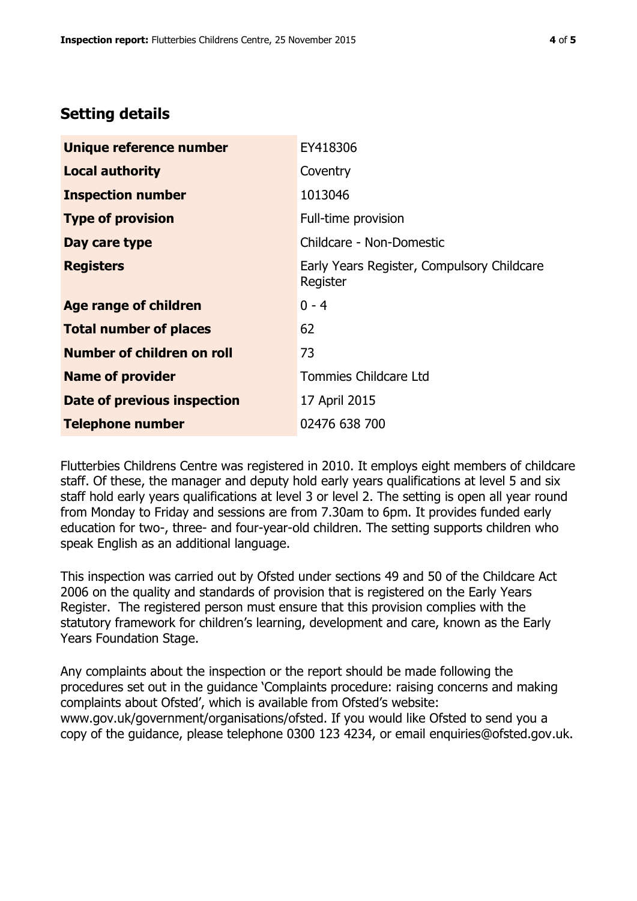## Setting details

| | |
|---|---|
| **Unique reference number** | EY418306 |
| **Local authority** | Coventry |
| **Inspection number** | 1013046 |
| **Type of provision** | Full-time provision |
| **Day care type** | Childcare - Non-Domestic |
| **Registers** | Early Years Register, Compulsory Childcare Register |
| **Age range of children** | 0 - 4 |
| **Total number of places** | 62 |
| **Number of children on roll** | 73 |
| **Name of provider** | Tommies Childcare Ltd |
| **Date of previous inspection** | 17 April 2015 |
| **Telephone number** | 02476 638 700 |

Flutterbies Childrens Centre was registered in 2010. It employs eight members of childcare staff. Of these, the manager and deputy hold early years qualifications at level 5 and six staff hold early years qualifications at level 3 or level 2. The setting is open all year round from Monday to Friday and sessions are from 7.30am to 6pm. It provides funded early education for two-, three- and four-year-old children. The setting supports children who speak English as an additional language.

This inspection was carried out by Ofsted under sections 49 and 50 of the Childcare Act 2006 on the quality and standards of provision that is registered on the Early Years Register. The registered person must ensure that this provision complies with the statutory framework for children's learning, development and care, known as the Early Years Foundation Stage.

Any complaints about the inspection or the report should be made following the procedures set out in the guidance 'Complaints procedure: raising concerns and making complaints about Ofsted', which is available from Ofsted's website: www.gov.uk/government/organisations/ofsted. If you would like Ofsted to send you a copy of the guidance, please telephone 0300 123 4234, or email enquiries@ofsted.gov.uk.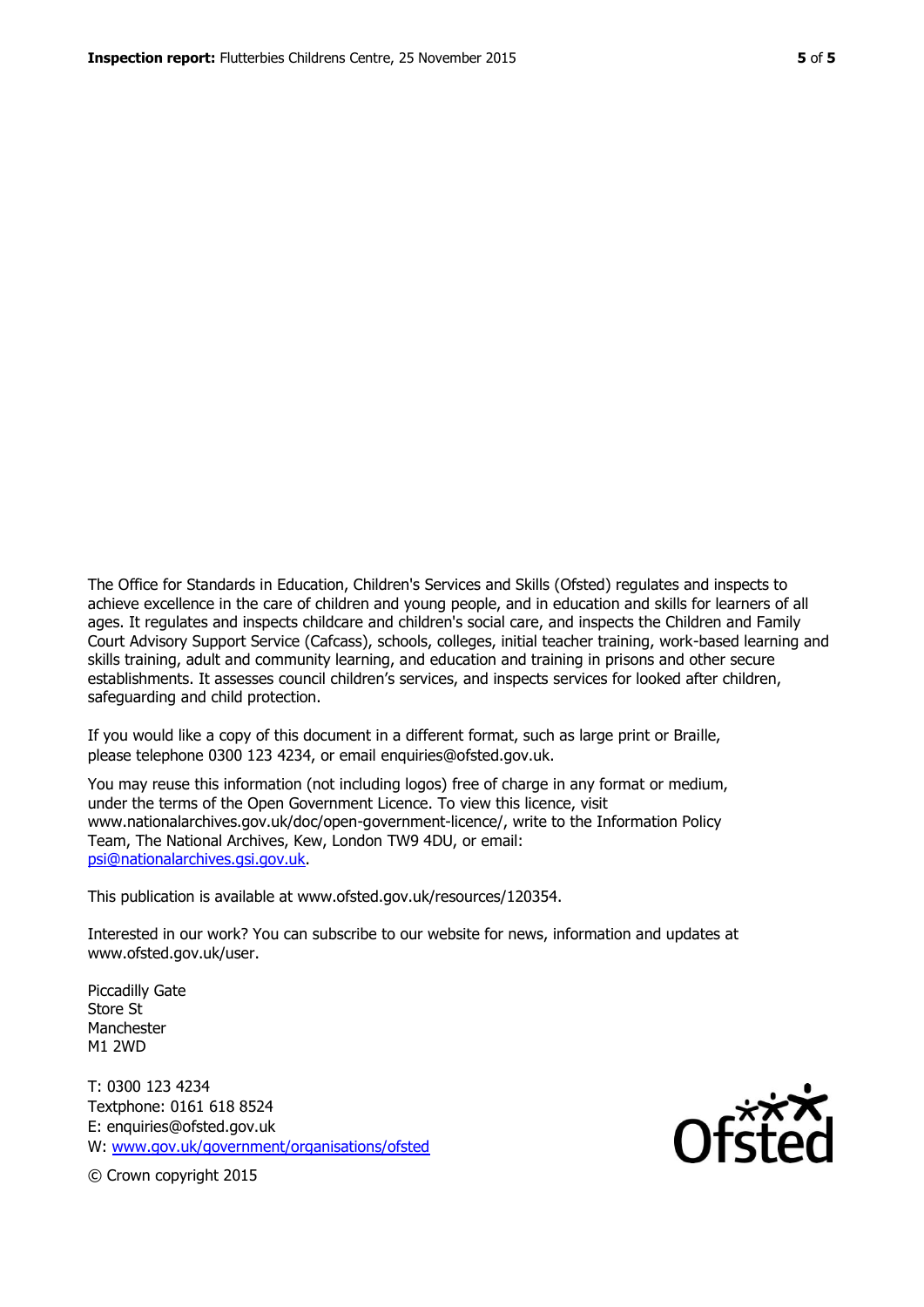The Office for Standards in Education, Children's Services and Skills (Ofsted) regulates and inspects to achieve excellence in the care of children and young people, and in education and skills for learners of all ages. It regulates and inspects childcare and children's social care, and inspects the Children and Family Court Advisory Support Service (Cafcass), schools, colleges, initial teacher training, work-based learning and skills training, adult and community learning, and education and training in prisons and other secure establishments. It assesses council children's services, and inspects services for looked after children, safeguarding and child protection.

If you would like a copy of this document in a different format, such as large print or Braille, please telephone 0300 123 4234, or email enquiries@ofsted.gov.uk.

You may reuse this information (not including logos) free of charge in any format or medium, under the terms of the Open Government Licence. To view this licence, visit www.nationalarchives.gov.uk/doc/open-government-licence/, write to the Information Policy Team, The National Archives, Kew, London TW9 4DU, or email: psi@nationalarchives.gsi.gov.uk.

This publication is available at www.ofsted.gov.uk/resources/120354.

Interested in our work? You can subscribe to our website for news, information and updates at www.ofsted.gov.uk/user.

Piccadilly Gate
Store St
Manchester
M1 2WD

T: 0300 123 4234
Textphone: 0161 618 8524
E: enquiries@ofsted.gov.uk
W: www.gov.uk/government/organisations/ofsted

© Crown copyright 2015